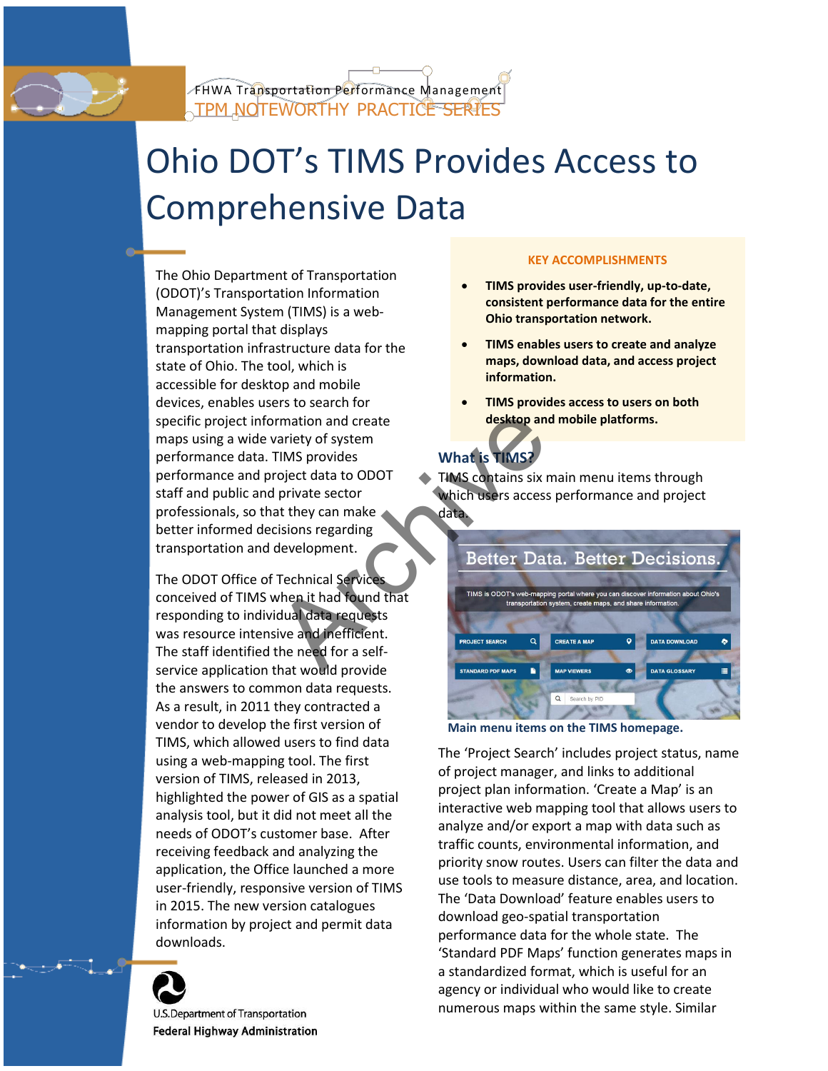FHWA Transportation Performance Management

TPM NOTEWORTHY PRACTICE SERIES

# Ohio DOT's TIMS Provides Access to Comprehensive Data

The Ohio Department of Transportation (ODOT)'s Transportation Information Management System (TIMS) is a web-mapping portal that displays transportation infrastructure data for the state of Ohio. The tool, which is accessible for desktop and mobile devices, enables users to search for specific project information and create maps using a wide variety of system performance data. TIMS provides performance and project data to ODOT staff and public and private sector professionals, so that they can make better informed decisions regarding transportation and development.

The ODOT Office of Technical Services conceived of TIMS when it had found that responding to individual data requests was resource intensive and inefficient. The staff identified the need for a self-service application that would provide the answers to common data requests. As a result, in 2011 they contracted a vendor to develop the first version of TIMS, which allowed users to find data using a web-mapping tool. The first version of TIMS, released in 2013, highlighted the power of GIS as a spatial analysis tool, but it did not meet all the needs of ODOT's customer base. After receiving feedback and analyzing the application, the Office launched a more user-friendly, responsive version of TIMS in 2015. The new version catalogues information by project and permit data downloads.

**KEY ACCOMPLISHMENTS**

- **TIMS provides user-friendly, up-to-date, consistent performance data for the entire Ohio transportation network.**
- **TIMS enables users to create and analyze maps, download data, and access project information.**
- **TIMS provides access to users on both desktop and mobile platforms.**

## What is TIMS?

TIMS contains six main menu items through which users access performance and project data.

Main menu items on the TIMS homepage.

The 'Project Search' includes project status, name of project manager, and links to additional project plan information. 'Create a Map' is an interactive web mapping tool that allows users to analyze and/or export a map with data such as traffic counts, environmental information, and priority snow routes. Users can filter the data and use tools to measure distance, area, and location. The 'Data Download' feature enables users to download geo-spatial transportation performance data for the whole state. The 'Standard PDF Maps' function generates maps in a standardized format, which is useful for an agency or individual who would like to create numerous maps within the same style. Similar

U.S. Department of Transportation
Federal Highway Administration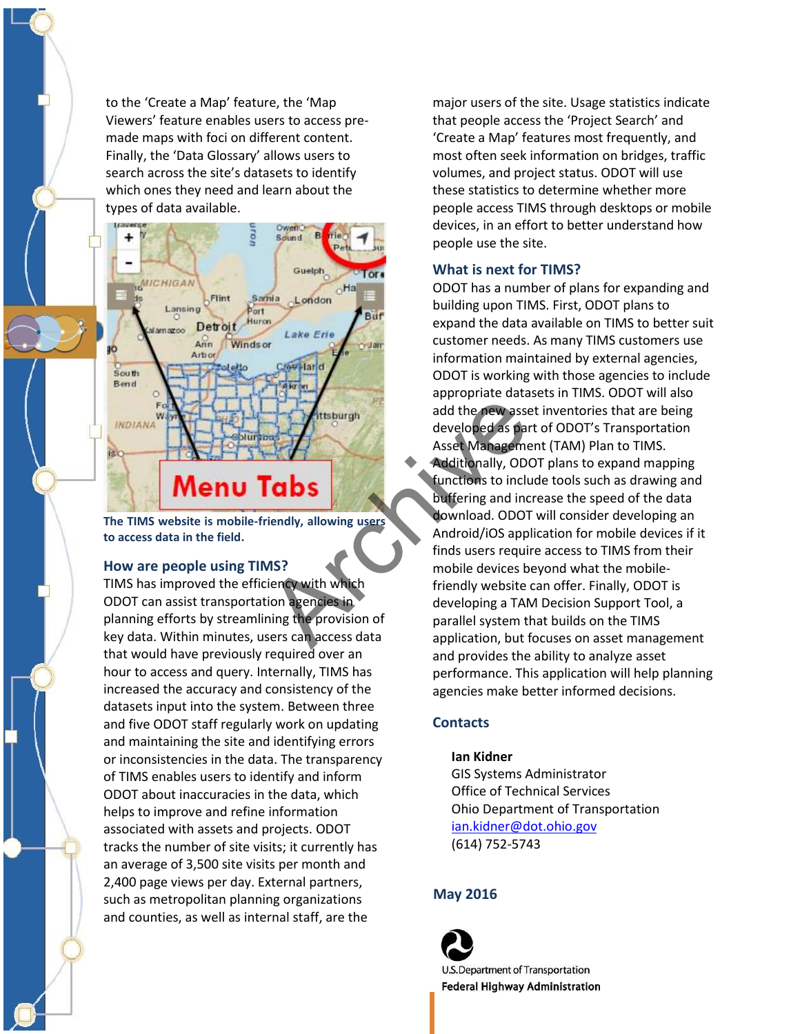to the 'Create a Map' feature, the 'Map Viewers' feature enables users to access pre-made maps with foci on different content. Finally, the 'Data Glossary' allows users to search across the site's datasets to identify which ones they need and learn about the types of data available.

The TIMS website is mobile-friendly, allowing users to access data in the field.

## How are people using TIMS?

TIMS has improved the efficiency with which ODOT can assist transportation agencies in planning efforts by streamlining the provision of key data. Within minutes, users can access data that would have previously required over an hour to access and query. Internally, TIMS has increased the accuracy and consistency of the datasets input into the system. Between three and five ODOT staff regularly work on updating and maintaining the site and identifying errors or inconsistencies in the data. The transparency of TIMS enables users to identify and inform ODOT about inaccuracies in the data, which helps to improve and refine information associated with assets and projects. ODOT tracks the number of site visits; it currently has an average of 3,500 site visits per month and 2,400 page views per day. External partners, such as metropolitan planning organizations and counties, as well as internal staff, are the major users of the site. Usage statistics indicate that people access the 'Project Search' and 'Create a Map' features most frequently, and most often seek information on bridges, traffic volumes, and project status. ODOT will use these statistics to determine whether more people access TIMS through desktops or mobile devices, in an effort to better understand how people use the site.

## What is next for TIMS?

ODOT has a number of plans for expanding and building upon TIMS. First, ODOT plans to expand the data available on TIMS to better suit customer needs. As many TIMS customers use information maintained by external agencies, ODOT is working with those agencies to include appropriate datasets in TIMS. ODOT will also add the new asset inventories that are being developed as part of ODOT's Transportation Asset Management (TAM) Plan to TIMS. Additionally, ODOT plans to expand mapping functions to include tools such as drawing and buffering and increase the speed of the data download. ODOT will consider developing an Android/iOS application for mobile devices if it finds users require access to TIMS from their mobile devices beyond what the mobile-friendly website can offer. Finally, ODOT is developing a TAM Decision Support Tool, a parallel system that builds on the TIMS application, but focuses on asset management and provides the ability to analyze asset performance. This application will help planning agencies make better informed decisions.

## Contacts

**Ian Kidner**
GIS Systems Administrator
Office of Technical Services
Ohio Department of Transportation
ian.kidner@dot.ohio.gov
(614) 752-5743

**May 2016**

U.S. Department of Transportation
**Federal Highway Administration**